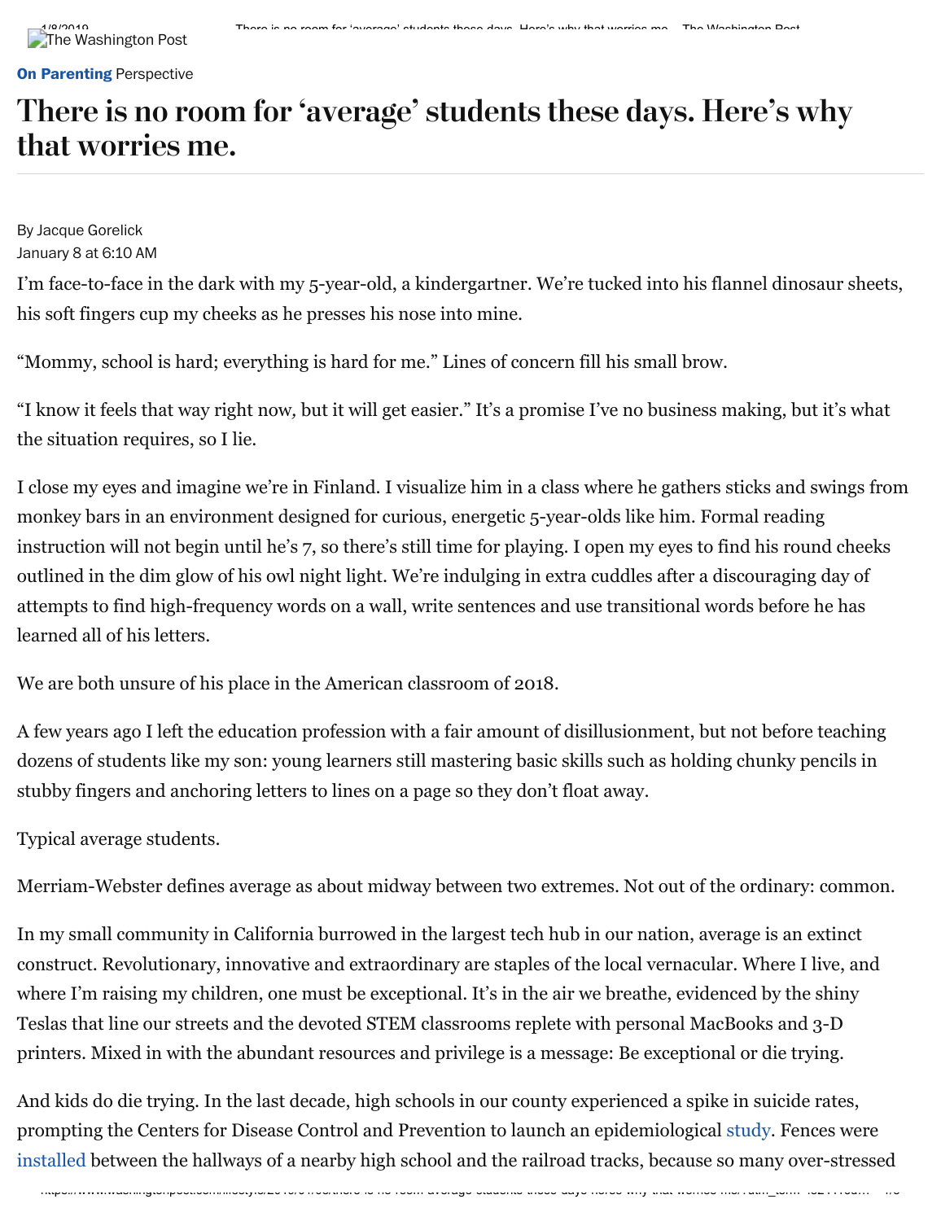On Parenting Perspective

# There is no room for 'average' students these days. Here's why that worries me.

By Jacque Gorelick
January 8 at 6:10 AM

I'm face-to-face in the dark with my 5-year-old, a kindergartner. We're tucked into his flannel dinosaur sheets, his soft fingers cup my cheeks as he presses his nose into mine.

"Mommy, school is hard; everything is hard for me." Lines of concern fill his small brow.

"I know it feels that way right now, but it will get easier." It's a promise I've no business making, but it's what the situation requires, so I lie.

I close my eyes and imagine we're in Finland. I visualize him in a class where he gathers sticks and swings from monkey bars in an environment designed for curious, energetic 5-year-olds like him. Formal reading instruction will not begin until he's 7, so there's still time for playing. I open my eyes to find his round cheeks outlined in the dim glow of his owl night light. We're indulging in extra cuddles after a discouraging day of attempts to find high-frequency words on a wall, write sentences and use transitional words before he has learned all of his letters.

We are both unsure of his place in the American classroom of 2018.

A few years ago I left the education profession with a fair amount of disillusionment, but not before teaching dozens of students like my son: young learners still mastering basic skills such as holding chunky pencils in stubby fingers and anchoring letters to lines on a page so they don't float away.

Typical average students.

Merriam-Webster defines average as about midway between two extremes. Not out of the ordinary: common.

In my small community in California burrowed in the largest tech hub in our nation, average is an extinct construct. Revolutionary, innovative and extraordinary are staples of the local vernacular. Where I live, and where I'm raising my children, one must be exceptional. It's in the air we breathe, evidenced by the shiny Teslas that line our streets and the devoted STEM classrooms replete with personal MacBooks and 3-D printers. Mixed in with the abundant resources and privilege is a message: Be exceptional or die trying.

And kids do die trying. In the last decade, high schools in our county experienced a spike in suicide rates, prompting the Centers for Disease Control and Prevention to launch an epidemiological study. Fences were installed between the hallways of a nearby high school and the railroad tracks, because so many over-stressed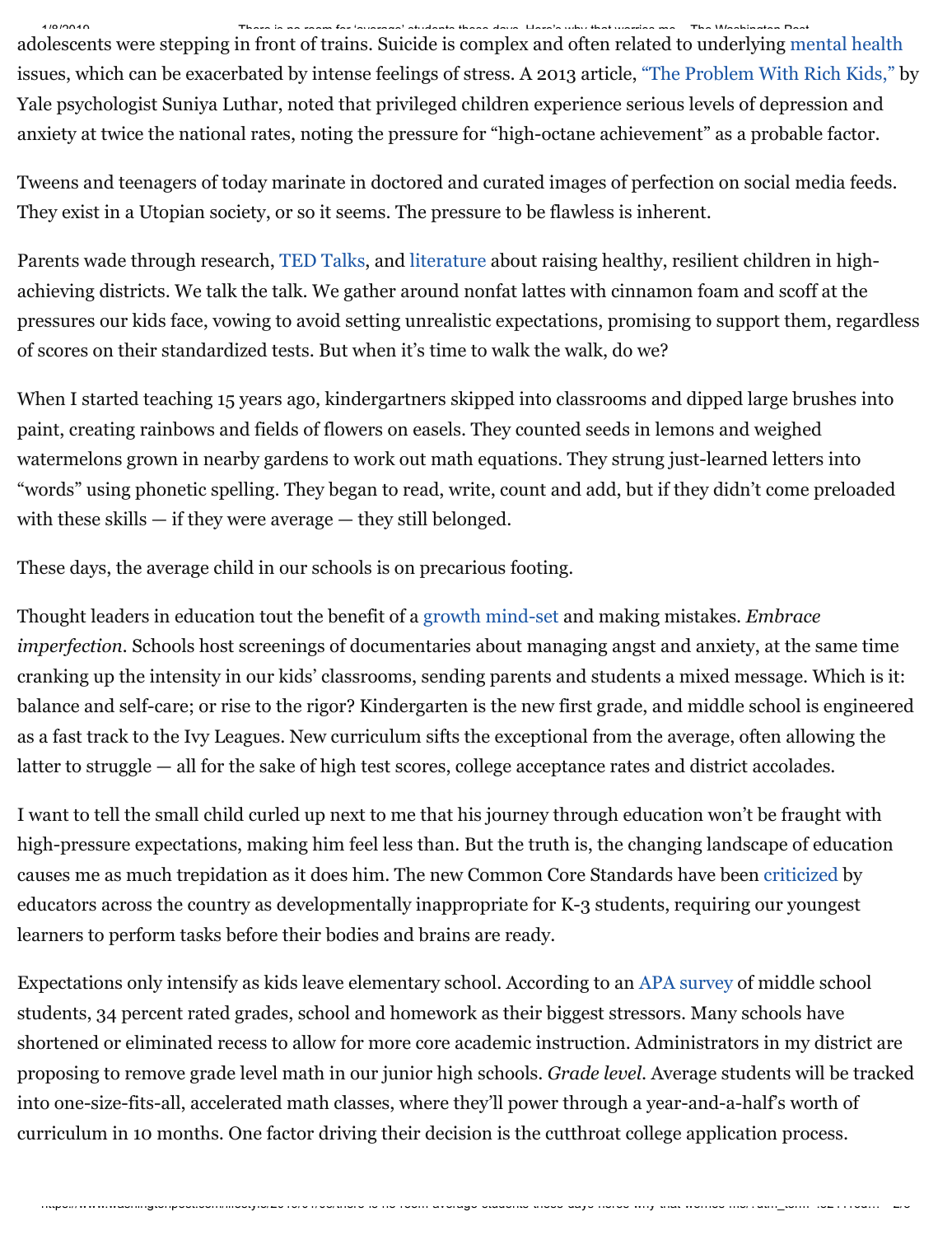adolescents were stepping in front of trains. Suicide is complex and often related to underlying mental health issues, which can be exacerbated by intense feelings of stress. A 2013 article, "The Problem With Rich Kids," by Yale psychologist Suniya Luthar, noted that privileged children experience serious levels of depression and anxiety at twice the national rates, noting the pressure for "high-octane achievement" as a probable factor.

Tweens and teenagers of today marinate in doctored and curated images of perfection on social media feeds. They exist in a Utopian society, or so it seems. The pressure to be flawless is inherent.

Parents wade through research, TED Talks, and literature about raising healthy, resilient children in high-achieving districts. We talk the talk. We gather around nonfat lattes with cinnamon foam and scoff at the pressures our kids face, vowing to avoid setting unrealistic expectations, promising to support them, regardless of scores on their standardized tests. But when it's time to walk the walk, do we?

When I started teaching 15 years ago, kindergartners skipped into classrooms and dipped large brushes into paint, creating rainbows and fields of flowers on easels. They counted seeds in lemons and weighed watermelons grown in nearby gardens to work out math equations. They strung just-learned letters into "words" using phonetic spelling. They began to read, write, count and add, but if they didn't come preloaded with these skills — if they were average — they still belonged.

These days, the average child in our schools is on precarious footing.

Thought leaders in education tout the benefit of a growth mind-set and making mistakes. *Embrace imperfection*. Schools host screenings of documentaries about managing angst and anxiety, at the same time cranking up the intensity in our kids' classrooms, sending parents and students a mixed message. Which is it: balance and self-care; or rise to the rigor? Kindergarten is the new first grade, and middle school is engineered as a fast track to the Ivy Leagues. New curriculum sifts the exceptional from the average, often allowing the latter to struggle — all for the sake of high test scores, college acceptance rates and district accolades.

I want to tell the small child curled up next to me that his journey through education won't be fraught with high-pressure expectations, making him feel less than. But the truth is, the changing landscape of education causes me as much trepidation as it does him. The new Common Core Standards have been criticized by educators across the country as developmentally inappropriate for K-3 students, requiring our youngest learners to perform tasks before their bodies and brains are ready.

Expectations only intensify as kids leave elementary school. According to an APA survey of middle school students, 34 percent rated grades, school and homework as their biggest stressors. Many schools have shortened or eliminated recess to allow for more core academic instruction. Administrators in my district are proposing to remove grade level math in our junior high schools. *Grade level*. Average students will be tracked into one-size-fits-all, accelerated math classes, where they'll power through a year-and-a-half's worth of curriculum in 10 months. One factor driving their decision is the cutthroat college application process.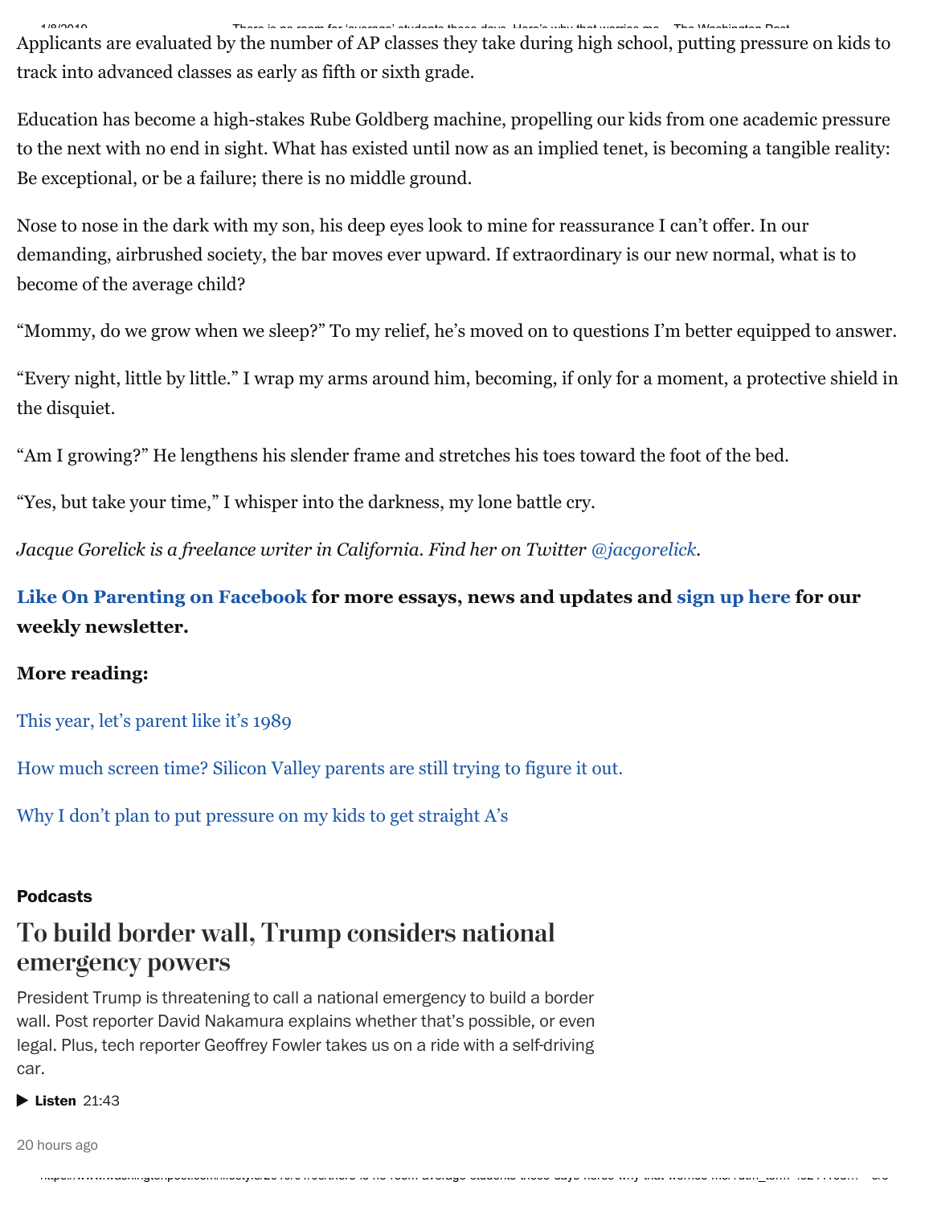Applicants are evaluated by the number of AP classes they take during high school, putting pressure on kids to track into advanced classes as early as fifth or sixth grade.

Education has become a high-stakes Rube Goldberg machine, propelling our kids from one academic pressure to the next with no end in sight. What has existed until now as an implied tenet, is becoming a tangible reality: Be exceptional, or be a failure; there is no middle ground.

Nose to nose in the dark with my son, his deep eyes look to mine for reassurance I can't offer. In our demanding, airbrushed society, the bar moves ever upward. If extraordinary is our new normal, what is to become of the average child?

"Mommy, do we grow when we sleep?" To my relief, he's moved on to questions I'm better equipped to answer.

"Every night, little by little." I wrap my arms around him, becoming, if only for a moment, a protective shield in the disquiet.

"Am I growing?" He lengthens his slender frame and stretches his toes toward the foot of the bed.

"Yes, but take your time," I whisper into the darkness, my lone battle cry.

*Jacque Gorelick is a freelance writer in California. Find her on Twitter @jacgorelick.*

**Like On Parenting on Facebook for more essays, news and updates and sign up here for our weekly newsletter.**

**More reading:**

This year, let's parent like it's 1989

How much screen time? Silicon Valley parents are still trying to figure it out.

Why I don't plan to put pressure on my kids to get straight A's

**Podcasts**

## To build border wall, Trump considers national emergency powers

President Trump is threatening to call a national emergency to build a border wall. Post reporter David Nakamura explains whether that's possible, or even legal. Plus, tech reporter Geoffrey Fowler takes us on a ride with a self-driving car.

▶ **Listen** 21:43

20 hours ago